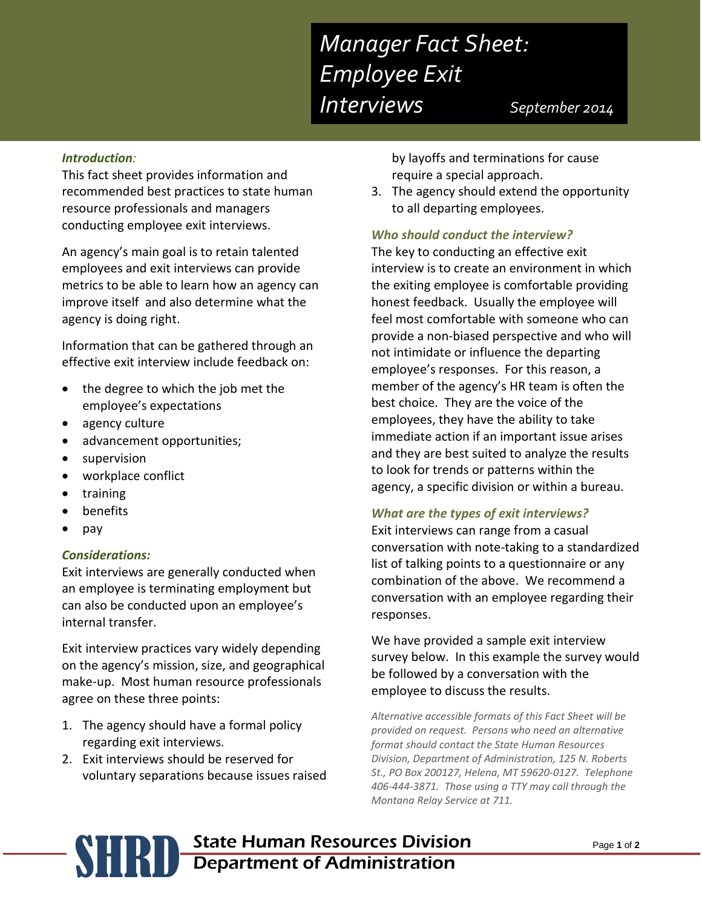# Manager Fact Sheet: Employee Exit Interviews

September 2014

### *Introduction:*

This fact sheet provides information and recommended best practices to state human resource professionals and managers conducting employee exit interviews.

An agency's main goal is to retain talented employees and exit interviews can provide metrics to be able to learn how an agency can improve itself and also determine what the agency is doing right.

Information that can be gathered through an effective exit interview include feedback on:

- the degree to which the job met the employee's expectations
- agency culture
- advancement opportunities;
- supervision
- workplace conflict
- training
- benefits
- pay

### *Considerations:*

Exit interviews are generally conducted when an employee is terminating employment but can also be conducted upon an employee's internal transfer.

Exit interview practices vary widely depending on the agency's mission, size, and geographical make-up. Most human resource professionals agree on these three points:

1. The agency should have a formal policy regarding exit interviews.
2. Exit interviews should be reserved for voluntary separations because issues raised by layoffs and terminations for cause require a special approach.
3. The agency should extend the opportunity to all departing employees.

### *Who should conduct the interview?*

The key to conducting an effective exit interview is to create an environment in which the exiting employee is comfortable providing honest feedback. Usually the employee will feel most comfortable with someone who can provide a non-biased perspective and who will not intimidate or influence the departing employee's responses. For this reason, a member of the agency's HR team is often the best choice. They are the voice of the employees, they have the ability to take immediate action if an important issue arises and they are best suited to analyze the results to look for trends or patterns within the agency, a specific division or within a bureau.

### *What are the types of exit interviews?*

Exit interviews can range from a casual conversation with note-taking to a standardized list of talking points to a questionnaire or any combination of the above. We recommend a conversation with an employee regarding their responses.

We have provided a sample exit interview survey below. In this example the survey would be followed by a conversation with the employee to discuss the results.

*Alternative accessible formats of this Fact Sheet will be provided on request. Persons who need an alternative format should contact the State Human Resources Division, Department of Administration, 125 N. Roberts St., PO Box 200127, Helena, MT 59620-0127. Telephone 406-444-3871. Those using a TTY may call through the Montana Relay Service at 711.*

SHRD State Human Resources Division Department of Administration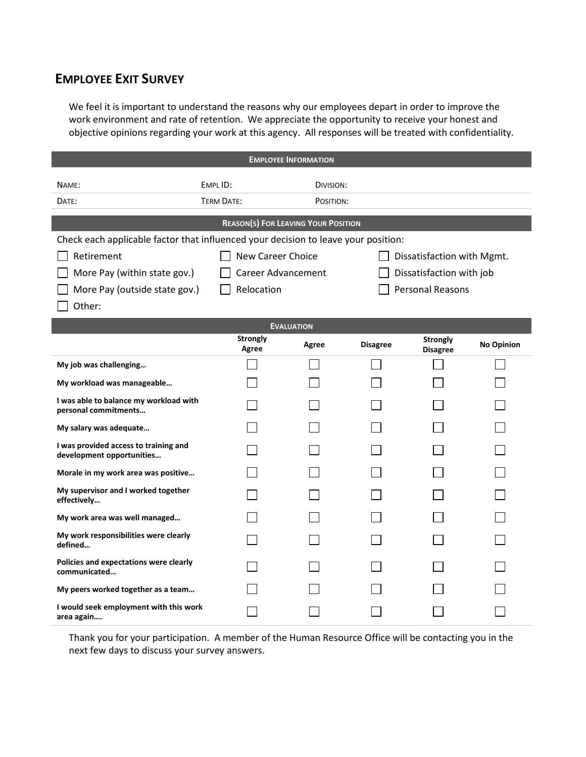# Employee Exit Survey

We feel it is important to understand the reasons why our employees depart in order to improve the work environment and rate of retention. We appreciate the opportunity to receive your honest and objective opinions regarding your work at this agency. All responses will be treated with confidentiality.

## Employee Information

| | | |
|---|---|---|
| Name: | Empl ID: | Division: |
| Date: | Term Date: | Position: |

## Reason(s) For Leaving Your Position

Check each applicable factor that influenced your decision to leave your position:

- ☐ Retirement
- ☐ New Career Choice
- ☐ Dissatisfaction with Mgmt.
- ☐ More Pay (within state gov.)
- ☐ Career Advancement
- ☐ Dissatisfaction with job
- ☐ More Pay (outside state gov.)
- ☐ Relocation
- ☐ Personal Reasons
- ☐ Other:

## Evaluation

| | Strongly Agree | Agree | Disagree | Strongly Disagree | No Opinion |
|---|---|---|---|---|---|
| **My job was challenging…** | ☐ | ☐ | ☐ | ☐ | ☐ |
| **My workload was manageable…** | ☐ | ☐ | ☐ | ☐ | ☐ |
| **I was able to balance my workload with personal commitments…** | ☐ | ☐ | ☐ | ☐ | ☐ |
| **My salary was adequate…** | ☐ | ☐ | ☐ | ☐ | ☐ |
| **I was provided access to training and development opportunities…** | ☐ | ☐ | ☐ | ☐ | ☐ |
| **Morale in my work area was positive…** | ☐ | ☐ | ☐ | ☐ | ☐ |
| **My supervisor and I worked together effectively…** | ☐ | ☐ | ☐ | ☐ | ☐ |
| **My work area was well managed…** | ☐ | ☐ | ☐ | ☐ | ☐ |
| **My work responsibilities were clearly defined…** | ☐ | ☐ | ☐ | ☐ | ☐ |
| **Policies and expectations were clearly communicated…** | ☐ | ☐ | ☐ | ☐ | ☐ |
| **My peers worked together as a team…** | ☐ | ☐ | ☐ | ☐ | ☐ |
| **I would seek employment with this work area again….** | ☐ | ☐ | ☐ | ☐ | ☐ |

Thank you for your participation. A member of the Human Resource Office will be contacting you in the next few days to discuss your survey answers.